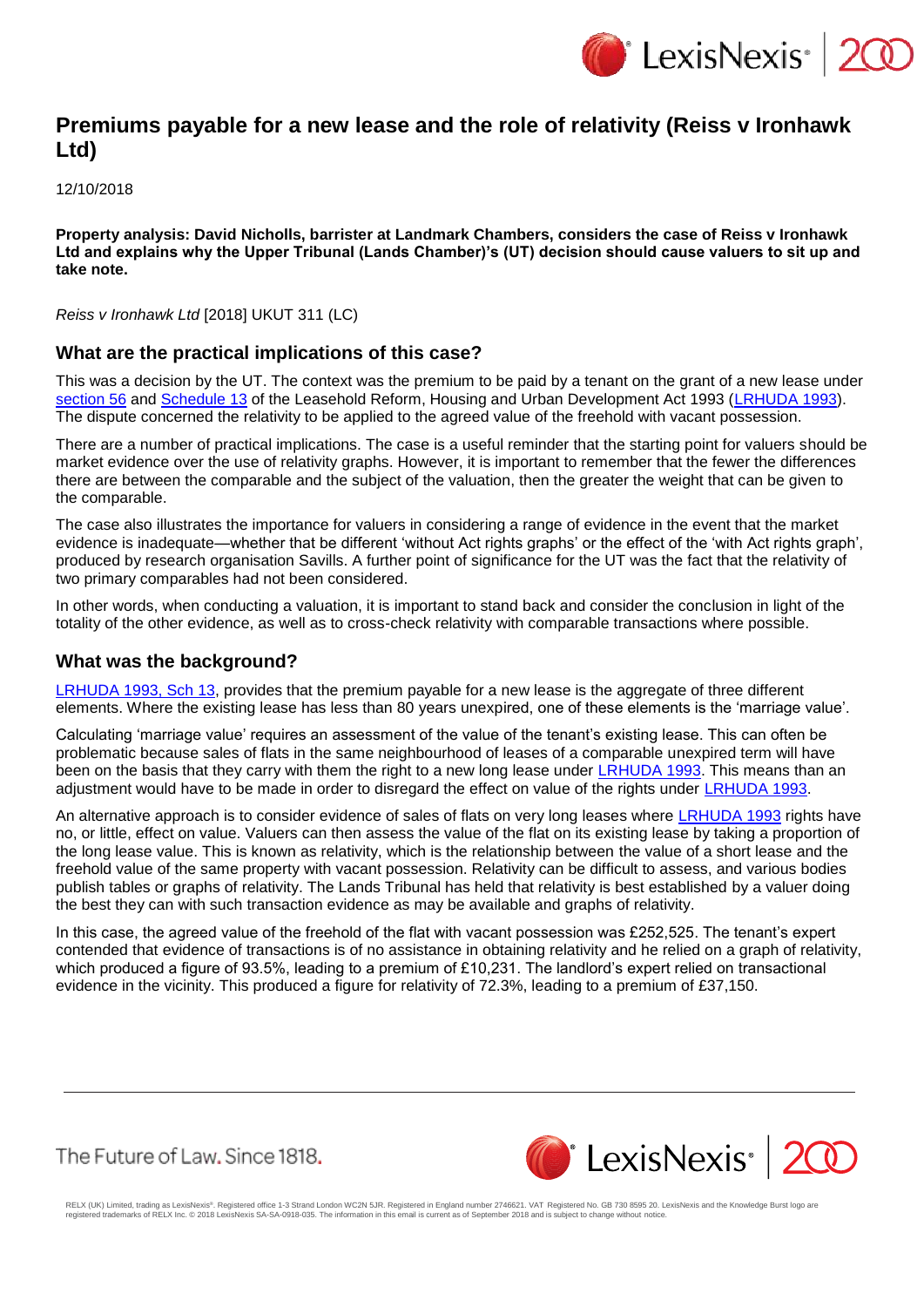# Premiums payable for a new lease and the role of relativity (Reiss v Ironhawk Ltd)

12/10/2018

**Property analysis: David Nicholls, barrister at Landmark Chambers, considers the case of Reiss v Ironhawk Ltd and explains why the Upper Tribunal (Lands Chamber)'s (UT) decision should cause valuers to sit up and take note.**

*Reiss v Ironhawk Ltd* [2018] UKUT 311 (LC)

## What are the practical implications of this case?

This was a decision by the UT. The context was the premium to be paid by a tenant on the grant of a new lease under section 56 and Schedule 13 of the Leasehold Reform, Housing and Urban Development Act 1993 (LRHUDA 1993). The dispute concerned the relativity to be applied to the agreed value of the freehold with vacant possession.

There are a number of practical implications. The case is a useful reminder that the starting point for valuers should be market evidence over the use of relativity graphs. However, it is important to remember that the fewer the differences there are between the comparable and the subject of the valuation, then the greater the weight that can be given to the comparable.

The case also illustrates the importance for valuers in considering a range of evidence in the event that the market evidence is inadequate—whether that be different 'without Act rights graphs' or the effect of the 'with Act rights graph', produced by research organisation Savills. A further point of significance for the UT was the fact that the relativity of two primary comparables had not been considered.

In other words, when conducting a valuation, it is important to stand back and consider the conclusion in light of the totality of the other evidence, as well as to cross-check relativity with comparable transactions where possible.

## What was the background?

LRHUDA 1993, Sch 13, provides that the premium payable for a new lease is the aggregate of three different elements. Where the existing lease has less than 80 years unexpired, one of these elements is the 'marriage value'.

Calculating 'marriage value' requires an assessment of the value of the tenant's existing lease. This can often be problematic because sales of flats in the same neighbourhood of leases of a comparable unexpired term will have been on the basis that they carry with them the right to a new long lease under LRHUDA 1993. This means than an adjustment would have to be made in order to disregard the effect on value of the rights under LRHUDA 1993.

An alternative approach is to consider evidence of sales of flats on very long leases where LRHUDA 1993 rights have no, or little, effect on value. Valuers can then assess the value of the flat on its existing lease by taking a proportion of the long lease value. This is known as relativity, which is the relationship between the value of a short lease and the freehold value of the same property with vacant possession. Relativity can be difficult to assess, and various bodies publish tables or graphs of relativity. The Lands Tribunal has held that relativity is best established by a valuer doing the best they can with such transaction evidence as may be available and graphs of relativity.

In this case, the agreed value of the freehold of the flat with vacant possession was £252,525. The tenant's expert contended that evidence of transactions is of no assistance in obtaining relativity and he relied on a graph of relativity, which produced a figure of 93.5%, leading to a premium of £10,231. The landlord's expert relied on transactional evidence in the vicinity. This produced a figure for relativity of 72.3%, leading to a premium of £37,150.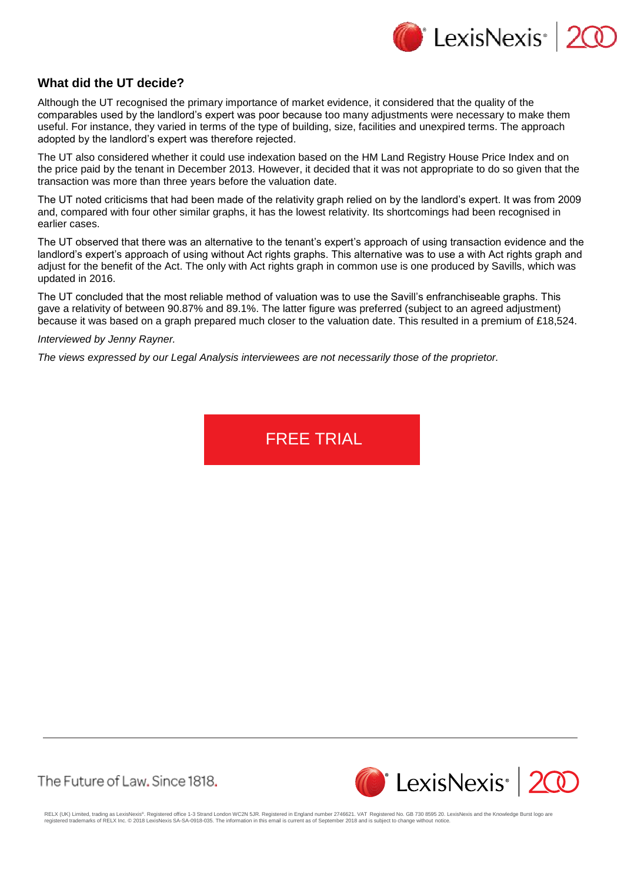## What did the UT decide?

Although the UT recognised the primary importance of market evidence, it considered that the quality of the comparables used by the landlord's expert was poor because too many adjustments were necessary to make them useful. For instance, they varied in terms of the type of building, size, facilities and unexpired terms. The approach adopted by the landlord's expert was therefore rejected.

The UT also considered whether it could use indexation based on the HM Land Registry House Price Index and on the price paid by the tenant in December 2013. However, it decided that it was not appropriate to do so given that the transaction was more than three years before the valuation date.

The UT noted criticisms that had been made of the relativity graph relied on by the landlord's expert. It was from 2009 and, compared with four other similar graphs, it has the lowest relativity. Its shortcomings had been recognised in earlier cases.

The UT observed that there was an alternative to the tenant's expert's approach of using transaction evidence and the landlord's expert's approach of using without Act rights graphs. This alternative was to use a with Act rights graph and adjust for the benefit of the Act. The only with Act rights graph in common use is one produced by Savills, which was updated in 2016.

The UT concluded that the most reliable method of valuation was to use the Savill's enfranchiseable graphs. This gave a relativity of between 90.87% and 89.1%. The latter figure was preferred (subject to an agreed adjustment) because it was based on a graph prepared much closer to the valuation date. This resulted in a premium of £18,524.

*Interviewed by Jenny Rayner.*

*The views expressed by our Legal Analysis interviewees are not necessarily those of the proprietor.*

FREE TRIAL

The Future of Law. Since 1818.

RELX (UK) Limited, trading as LexisNexis®. Registered office 1-3 Strand London WC2N 5JR. Registered in England number 2746621. VAT Registered No. GB 730 8595 20. LexisNexis and the Knowledge Burst logo are registered trademarks of RELX Inc. © 2018 LexisNexis SA-SA-0918-035. The information in this email is current as of September 2018 and is subject to change without notice.